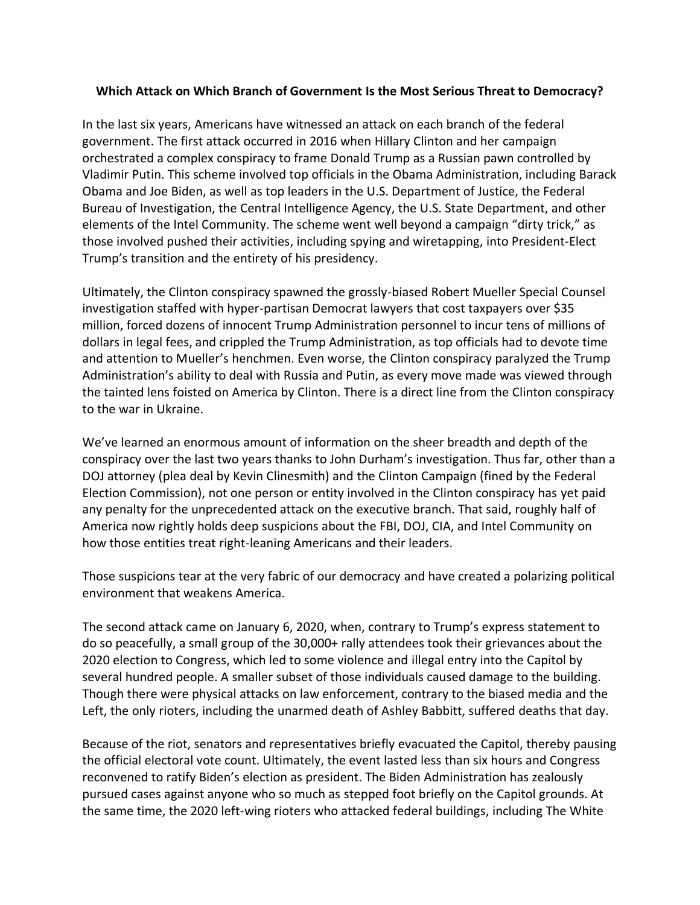**Which Attack on Which Branch of Government Is the Most Serious Threat to Democracy?**

In the last six years, Americans have witnessed an attack on each branch of the federal government. The first attack occurred in 2016 when Hillary Clinton and her campaign orchestrated a complex conspiracy to frame Donald Trump as a Russian pawn controlled by Vladimir Putin. This scheme involved top officials in the Obama Administration, including Barack Obama and Joe Biden, as well as top leaders in the U.S. Department of Justice, the Federal Bureau of Investigation, the Central Intelligence Agency, the U.S. State Department, and other elements of the Intel Community. The scheme went well beyond a campaign "dirty trick," as those involved pushed their activities, including spying and wiretapping, into President-Elect Trump's transition and the entirety of his presidency.

Ultimately, the Clinton conspiracy spawned the grossly-biased Robert Mueller Special Counsel investigation staffed with hyper-partisan Democrat lawyers that cost taxpayers over $35 million, forced dozens of innocent Trump Administration personnel to incur tens of millions of dollars in legal fees, and crippled the Trump Administration, as top officials had to devote time and attention to Mueller's henchmen. Even worse, the Clinton conspiracy paralyzed the Trump Administration's ability to deal with Russia and Putin, as every move made was viewed through the tainted lens foisted on America by Clinton. There is a direct line from the Clinton conspiracy to the war in Ukraine.

We've learned an enormous amount of information on the sheer breadth and depth of the conspiracy over the last two years thanks to John Durham's investigation. Thus far, other than a DOJ attorney (plea deal by Kevin Clinesmith) and the Clinton Campaign (fined by the Federal Election Commission), not one person or entity involved in the Clinton conspiracy has yet paid any penalty for the unprecedented attack on the executive branch. That said, roughly half of America now rightly holds deep suspicions about the FBI, DOJ, CIA, and Intel Community on how those entities treat right-leaning Americans and their leaders.

Those suspicions tear at the very fabric of our democracy and have created a polarizing political environment that weakens America.

The second attack came on January 6, 2020, when, contrary to Trump's express statement to do so peacefully, a small group of the 30,000+ rally attendees took their grievances about the 2020 election to Congress, which led to some violence and illegal entry into the Capitol by several hundred people. A smaller subset of those individuals caused damage to the building. Though there were physical attacks on law enforcement, contrary to the biased media and the Left, the only rioters, including the unarmed death of Ashley Babbitt, suffered deaths that day.

Because of the riot, senators and representatives briefly evacuated the Capitol, thereby pausing the official electoral vote count. Ultimately, the event lasted less than six hours and Congress reconvened to ratify Biden's election as president. The Biden Administration has zealously pursued cases against anyone who so much as stepped foot briefly on the Capitol grounds. At the same time, the 2020 left-wing rioters who attacked federal buildings, including The White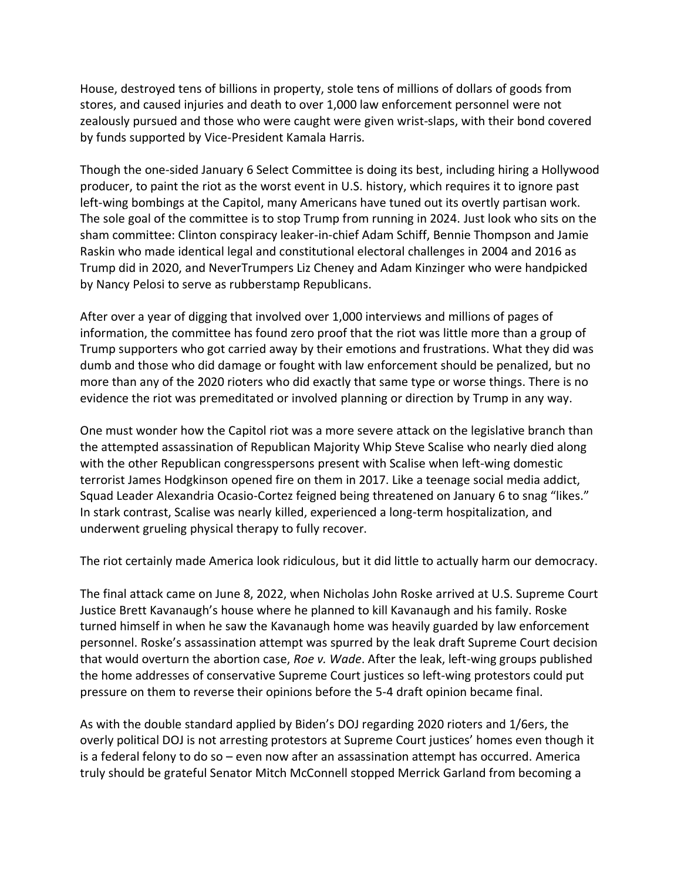House, destroyed tens of billions in property, stole tens of millions of dollars of goods from stores, and caused injuries and death to over 1,000 law enforcement personnel were not zealously pursued and those who were caught were given wrist-slaps, with their bond covered by funds supported by Vice-President Kamala Harris.

Though the one-sided January 6 Select Committee is doing its best, including hiring a Hollywood producer, to paint the riot as the worst event in U.S. history, which requires it to ignore past left-wing bombings at the Capitol, many Americans have tuned out its overtly partisan work. The sole goal of the committee is to stop Trump from running in 2024. Just look who sits on the sham committee: Clinton conspiracy leaker-in-chief Adam Schiff, Bennie Thompson and Jamie Raskin who made identical legal and constitutional electoral challenges in 2004 and 2016 as Trump did in 2020, and NeverTrumpers Liz Cheney and Adam Kinzinger who were handpicked by Nancy Pelosi to serve as rubberstamp Republicans.

After over a year of digging that involved over 1,000 interviews and millions of pages of information, the committee has found zero proof that the riot was little more than a group of Trump supporters who got carried away by their emotions and frustrations. What they did was dumb and those who did damage or fought with law enforcement should be penalized, but no more than any of the 2020 rioters who did exactly that same type or worse things. There is no evidence the riot was premeditated or involved planning or direction by Trump in any way.

One must wonder how the Capitol riot was a more severe attack on the legislative branch than the attempted assassination of Republican Majority Whip Steve Scalise who nearly died along with the other Republican congresspersons present with Scalise when left-wing domestic terrorist James Hodgkinson opened fire on them in 2017. Like a teenage social media addict, Squad Leader Alexandria Ocasio-Cortez feigned being threatened on January 6 to snag "likes." In stark contrast, Scalise was nearly killed, experienced a long-term hospitalization, and underwent grueling physical therapy to fully recover.

The riot certainly made America look ridiculous, but it did little to actually harm our democracy.

The final attack came on June 8, 2022, when Nicholas John Roske arrived at U.S. Supreme Court Justice Brett Kavanaugh's house where he planned to kill Kavanaugh and his family. Roske turned himself in when he saw the Kavanaugh home was heavily guarded by law enforcement personnel. Roske's assassination attempt was spurred by the leak draft Supreme Court decision that would overturn the abortion case, *Roe v. Wade*. After the leak, left-wing groups published the home addresses of conservative Supreme Court justices so left-wing protestors could put pressure on them to reverse their opinions before the 5-4 draft opinion became final.

As with the double standard applied by Biden's DOJ regarding 2020 rioters and 1/6ers, the overly political DOJ is not arresting protestors at Supreme Court justices' homes even though it is a federal felony to do so – even now after an assassination attempt has occurred. America truly should be grateful Senator Mitch McConnell stopped Merrick Garland from becoming a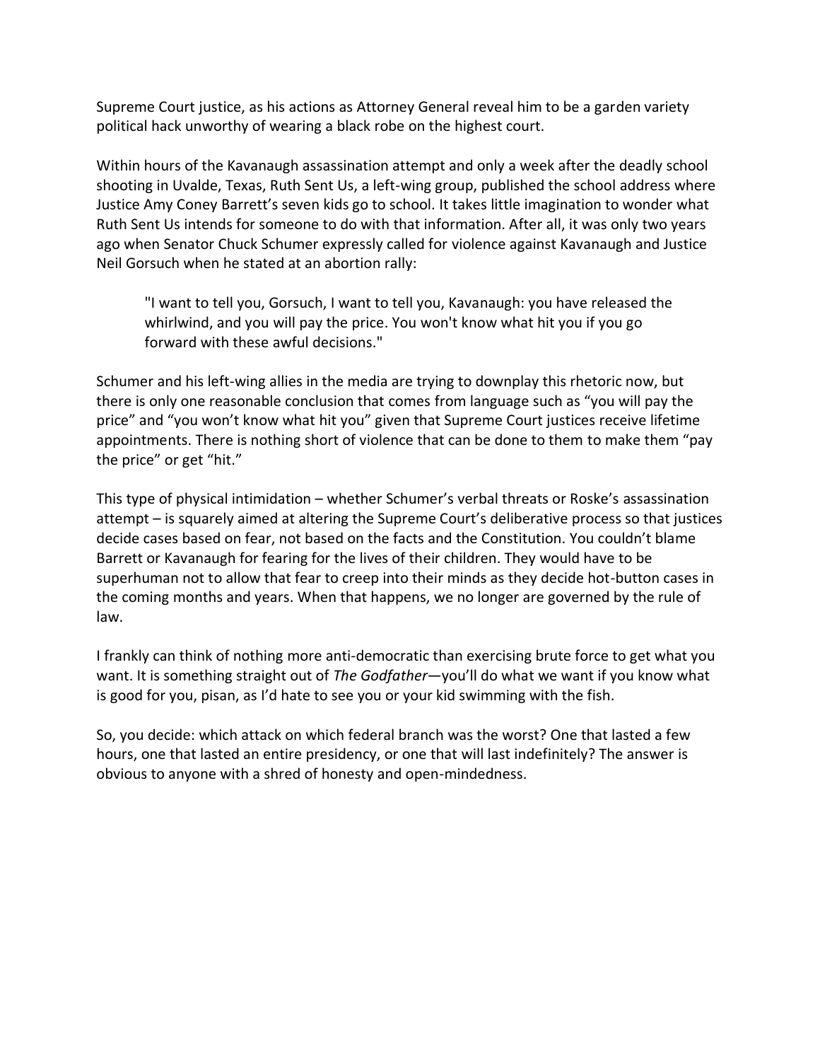Supreme Court justice, as his actions as Attorney General reveal him to be a garden variety political hack unworthy of wearing a black robe on the highest court.

Within hours of the Kavanaugh assassination attempt and only a week after the deadly school shooting in Uvalde, Texas, Ruth Sent Us, a left-wing group, published the school address where Justice Amy Coney Barrett's seven kids go to school. It takes little imagination to wonder what Ruth Sent Us intends for someone to do with that information. After all, it was only two years ago when Senator Chuck Schumer expressly called for violence against Kavanaugh and Justice Neil Gorsuch when he stated at an abortion rally:

> "I want to tell you, Gorsuch, I want to tell you, Kavanaugh: you have released the whirlwind, and you will pay the price. You won't know what hit you if you go forward with these awful decisions."

Schumer and his left-wing allies in the media are trying to downplay this rhetoric now, but there is only one reasonable conclusion that comes from language such as "you will pay the price" and "you won't know what hit you" given that Supreme Court justices receive lifetime appointments. There is nothing short of violence that can be done to them to make them "pay the price" or get "hit."

This type of physical intimidation – whether Schumer's verbal threats or Roske's assassination attempt – is squarely aimed at altering the Supreme Court's deliberative process so that justices decide cases based on fear, not based on the facts and the Constitution. You couldn't blame Barrett or Kavanaugh for fearing for the lives of their children. They would have to be superhuman not to allow that fear to creep into their minds as they decide hot-button cases in the coming months and years. When that happens, we no longer are governed by the rule of law.

I frankly can think of nothing more anti-democratic than exercising brute force to get what you want. It is something straight out of *The Godfather*—you'll do what we want if you know what is good for you, pisan, as I'd hate to see you or your kid swimming with the fish.

So, you decide: which attack on which federal branch was the worst? One that lasted a few hours, one that lasted an entire presidency, or one that will last indefinitely? The answer is obvious to anyone with a shred of honesty and open-mindedness.